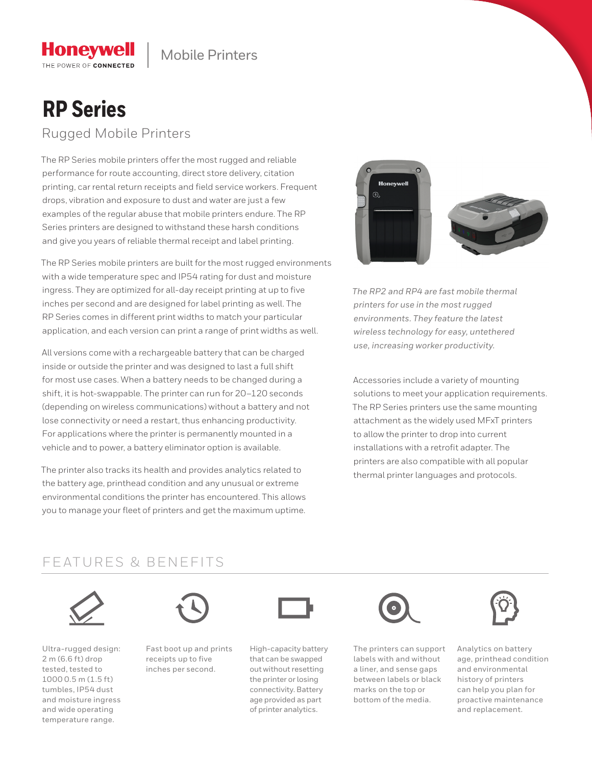Honeywell
THE POWER OF CONNECTED

Mobile Printers

# RP Series

## Rugged Mobile Printers

The RP Series mobile printers offer the most rugged and reliable performance for route accounting, direct store delivery, citation printing, car rental return receipts and field service workers. Frequent drops, vibration and exposure to dust and water are just a few examples of the regular abuse that mobile printers endure. The RP Series printers are designed to withstand these harsh conditions and give you years of reliable thermal receipt and label printing.

The RP Series mobile printers are built for the most rugged environments with a wide temperature spec and IP54 rating for dust and moisture ingress. They are optimized for all-day receipt printing at up to five inches per second and are designed for label printing as well. The RP Series comes in different print widths to match your particular application, and each version can print a range of print widths as well.

All versions come with a rechargeable battery that can be charged inside or outside the printer and was designed to last a full shift for most use cases. When a battery needs to be changed during a shift, it is hot-swappable. The printer can run for 20–120 seconds (depending on wireless communications) without a battery and not lose connectivity or need a restart, thus enhancing productivity. For applications where the printer is permanently mounted in a vehicle and to power, a battery eliminator option is available.

The printer also tracks its health and provides analytics related to the battery age, printhead condition and any unusual or extreme environmental conditions the printer has encountered. This allows you to manage your fleet of printers and get the maximum uptime.

*The RP2 and RP4 are fast mobile thermal printers for use in the most rugged environments. They feature the latest wireless technology for easy, untethered use, increasing worker productivity.*

Accessories include a variety of mounting solutions to meet your application requirements. The RP Series printers use the same mounting attachment as the widely used MFxT printers to allow the printer to drop into current installations with a retrofit adapter. The printers are also compatible with all popular thermal printer languages and protocols.

## FEATURES & BENEFITS

Ultra-rugged design: 2 m (6.6 ft) drop tested, tested to 1000 0.5 m (1.5 ft) tumbles, IP54 dust and moisture ingress and wide operating temperature range.

Fast boot up and prints receipts up to five inches per second.

High-capacity battery that can be swapped out without resetting the printer or losing connectivity. Battery age provided as part of printer analytics.

The printers can support labels with and without a liner, and sense gaps between labels or black marks on the top or bottom of the media.

Analytics on battery age, printhead condition and environmental history of printers can help you plan for proactive maintenance and replacement.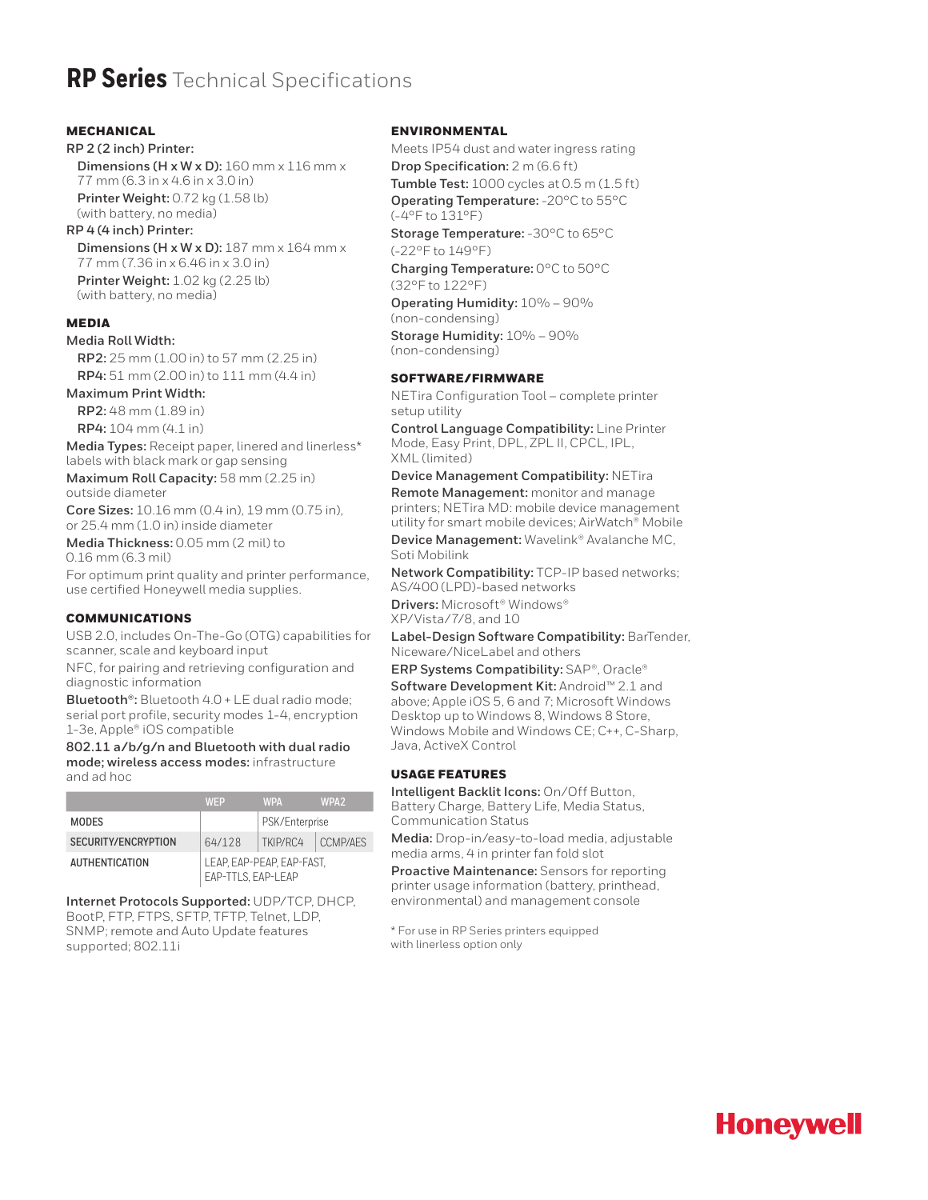# RP Series Technical Specifications

## MECHANICAL

**RP 2 (2 inch) Printer:**

- **Dimensions (H x W x D):** 160 mm x 116 mm x 77 mm (6.3 in x 4.6 in x 3.0 in)
- **Printer Weight:** 0.72 kg (1.58 lb) (with battery, no media)

**RP 4 (4 inch) Printer:**

- **Dimensions (H x W x D):** 187 mm x 164 mm x 77 mm (7.36 in x 6.46 in x 3.0 in)
- **Printer Weight:** 1.02 kg (2.25 lb) (with battery, no media)

## MEDIA

**Media Roll Width:**

- **RP2:** 25 mm (1.00 in) to 57 mm (2.25 in)
- **RP4:** 51 mm (2.00 in) to 111 mm (4.4 in)

**Maximum Print Width:**

- **RP2:** 48 mm (1.89 in)
- **RP4:** 104 mm (4.1 in)

**Media Types:** Receipt paper, linered and linerless* labels with black mark or gap sensing

**Maximum Roll Capacity:** 58 mm (2.25 in) outside diameter

**Core Sizes:** 10.16 mm (0.4 in), 19 mm (0.75 in), or 25.4 mm (1.0 in) inside diameter

**Media Thickness:** 0.05 mm (2 mil) to 0.16 mm (6.3 mil)

For optimum print quality and printer performance, use certified Honeywell media supplies.

## COMMUNICATIONS

USB 2.0, includes On-The-Go (OTG) capabilities for scanner, scale and keyboard input

NFC, for pairing and retrieving configuration and diagnostic information

**Bluetooth®:** Bluetooth 4.0 + LE dual radio mode; serial port profile, security modes 1-4, encryption 1-3e, Apple® iOS compatible

**802.11 a/b/g/n and Bluetooth with dual radio mode; wireless access modes:** infrastructure and ad hoc

| | WEP | WPA | WPA2 |
|---|---|---|---|
| MODES | | PSK/Enterprise | |
| SECURITY/ENCRYPTION | 64/128 | TKIP/RC4 | CCMP/AES |
| AUTHENTICATION | LEAP, EAP-PEAP, EAP-FAST, EAP-TTLS, EAP-LEAP | | |

**Internet Protocols Supported:** UDP/TCP, DHCP, BootP, FTP, FTPS, SFTP, TFTP, Telnet, LDP, SNMP; remote and Auto Update features supported; 802.11i

## ENVIRONMENTAL

Meets IP54 dust and water ingress rating

**Drop Specification:** 2 m (6.6 ft)

**Tumble Test:** 1000 cycles at 0.5 m (1.5 ft)

**Operating Temperature:** -20°C to 55°C (-4°F to 131°F)

**Storage Temperature:** -30°C to 65°C (-22°F to 149°F)

**Charging Temperature:** 0°C to 50°C (32°F to 122°F)

**Operating Humidity:** 10% – 90% (non-condensing)

**Storage Humidity:** 10% – 90% (non-condensing)

## SOFTWARE/FIRMWARE

NETira Configuration Tool – complete printer setup utility

**Control Language Compatibility:** Line Printer Mode, Easy Print, DPL, ZPL II, CPCL, IPL, XML (limited)

**Device Management Compatibility:** NETira

**Remote Management:** monitor and manage printers; NETira MD: mobile device management utility for smart mobile devices; AirWatch® Mobile

**Device Management:** Wavelink® Avalanche MC, Soti Mobilink

**Network Compatibility:** TCP-IP based networks; AS/400 (LPD)-based networks

**Drivers:** Microsoft® Windows® XP/Vista/7/8, and 10

**Label-Design Software Compatibility:** BarTender, Niceware/NiceLabel and others

**ERP Systems Compatibility:** SAP®, Oracle®

**Software Development Kit:** Android™ 2.1 and above; Apple iOS 5, 6 and 7; Microsoft Windows Desktop up to Windows 8, Windows 8 Store, Windows Mobile and Windows CE; C++, C-Sharp, Java, ActiveX Control

## USAGE FEATURES

**Intelligent Backlit Icons:** On/Off Button, Battery Charge, Battery Life, Media Status, Communication Status

**Media:** Drop-in/easy-to-load media, adjustable media arms, 4 in printer fan fold slot

**Proactive Maintenance:** Sensors for reporting printer usage information (battery, printhead, environmental) and management console

\* For use in RP Series printers equipped with linerless option only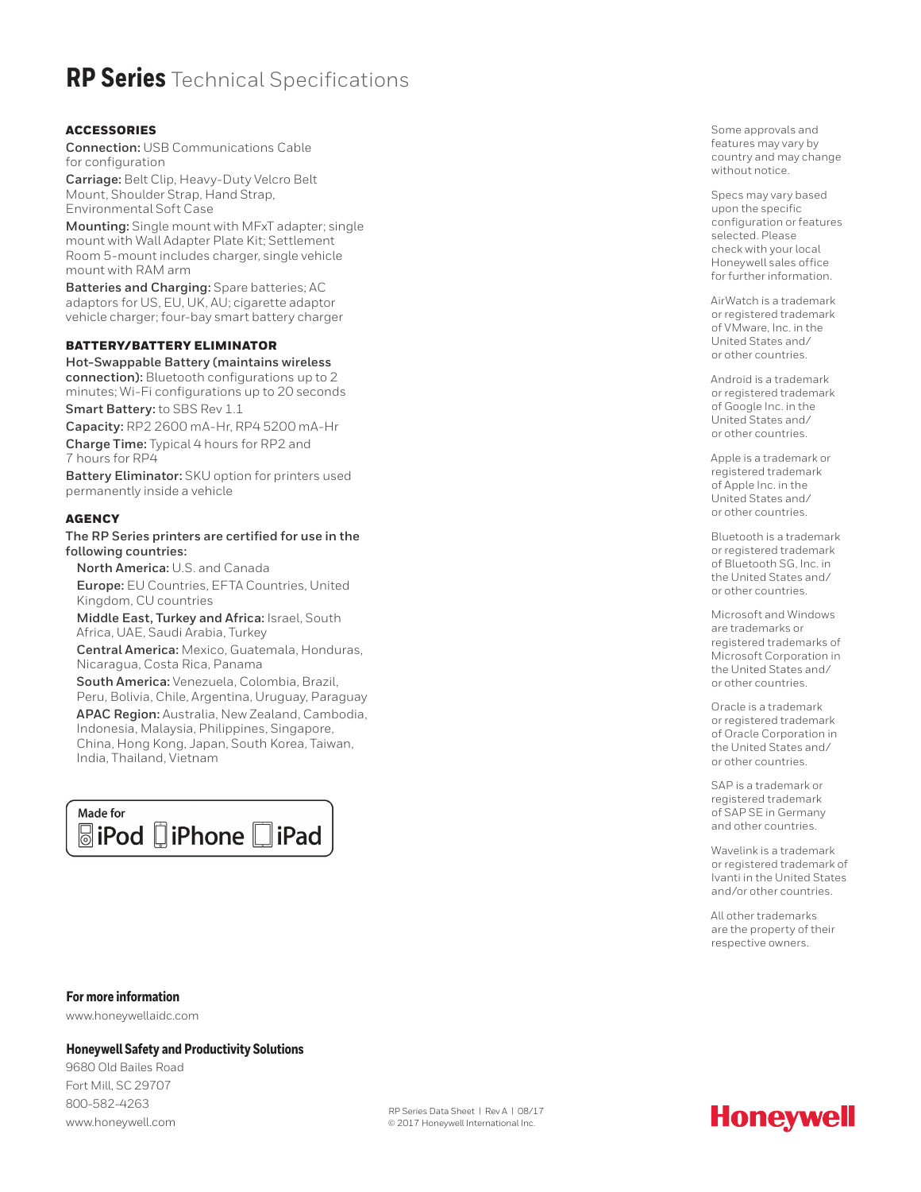# RP Series Technical Specifications

### ACCESSORIES

**Connection:** USB Communications Cable for configuration

**Carriage:** Belt Clip, Heavy-Duty Velcro Belt Mount, Shoulder Strap, Hand Strap, Environmental Soft Case

**Mounting:** Single mount with MFxT adapter; single mount with Wall Adapter Plate Kit; Settlement Room 5-mount includes charger, single vehicle mount with RAM arm

**Batteries and Charging:** Spare batteries; AC adaptors for US, EU, UK, AU; cigarette adaptor vehicle charger; four-bay smart battery charger

### BATTERY/BATTERY ELIMINATOR

**Hot-Swappable Battery (maintains wireless connection):** Bluetooth configurations up to 2 minutes; Wi-Fi configurations up to 20 seconds

**Smart Battery:** to SBS Rev 1.1

**Capacity:** RP2 2600 mA-Hr, RP4 5200 mA-Hr

**Charge Time:** Typical 4 hours for RP2 and 7 hours for RP4

**Battery Eliminator:** SKU option for printers used permanently inside a vehicle

### AGENCY

**The RP Series printers are certified for use in the following countries:**

- **North America:** U.S. and Canada
- **Europe:** EU Countries, EFTA Countries, United Kingdom, CU countries
- **Middle East, Turkey and Africa:** Israel, South Africa, UAE, Saudi Arabia, Turkey
- **Central America:** Mexico, Guatemala, Honduras, Nicaragua, Costa Rica, Panama
- **South America:** Venezuela, Colombia, Brazil, Peru, Bolivia, Chile, Argentina, Uruguay, Paraguay
- **APAC Region:** Australia, New Zealand, Cambodia, Indonesia, Malaysia, Philippines, Singapore, China, Hong Kong, Japan, South Korea, Taiwan, India, Thailand, Vietnam

Made for iPod iPhone iPad

Some approvals and features may vary by country and may change without notice.

Specs may vary based upon the specific configuration or features selected. Please check with your local Honeywell sales office for further information.

AirWatch is a trademark or registered trademark of VMware, Inc. in the United States and/ or other countries.

Android is a trademark or registered trademark of Google Inc. in the United States and/ or other countries.

Apple is a trademark or registered trademark of Apple Inc. in the United States and/ or other countries.

Bluetooth is a trademark or registered trademark of Bluetooth SG, Inc. in the United States and/ or other countries.

Microsoft and Windows are trademarks or registered trademarks of Microsoft Corporation in the United States and/ or other countries.

Oracle is a trademark or registered trademark of Oracle Corporation in the United States and/ or other countries.

SAP is a trademark or registered trademark of SAP SE in Germany and other countries.

Wavelink is a trademark or registered trademark of Ivanti in the United States and/or other countries.

All other trademarks are the property of their respective owners.

**For more information**

www.honeywellaidc.com

**Honeywell Safety and Productivity Solutions**

9680 Old Bailes Road
Fort Mill, SC 29707
800-582-4263
www.honeywell.com

RP Series Data Sheet | Rev A | 08/17
© 2017 Honeywell International Inc.

Honeywell